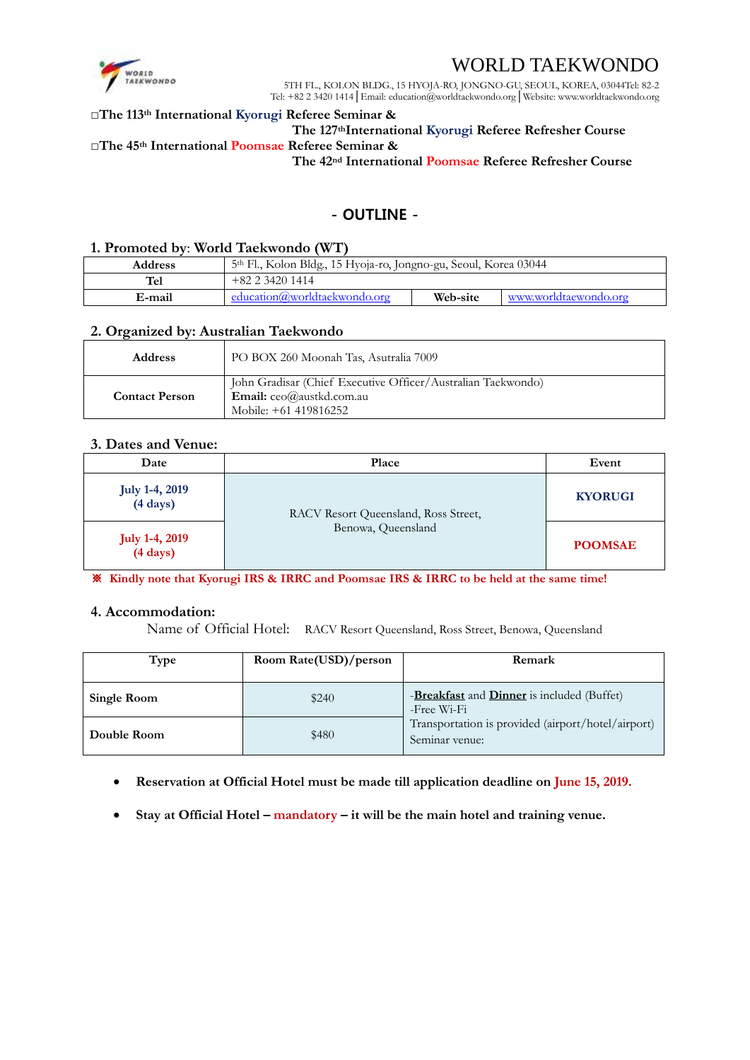# WORLD TAEKWONDO

5TH FL., KOLON BLDG., 15 HYOJA-RO, JONGNO-GU, SEOUL, KOREA, 03044Tel: 82-2
Tel: +82 2 3420 1414 | Email: education@worldtaekwondo.org | Website: www.worldtaekwondo.org

□**The 113th International Kyorugi Referee Seminar &**
**The 127thInternational Kyorugi Referee Refresher Course**
□**The 45th International Poomsae Referee Seminar &**
**The 42nd International Poomsae Referee Refresher Course**

## - OUTLINE -

### 1. Promoted by: World Taekwondo (WT)

| Address | 5th Fl., Kolon Bldg, 15 Hyoja-ro, Jongno-gu, Seoul, Korea 03044 | | |
|---|---|---|---|
| Tel | +82 2 3420 1414 | | |
| E-mail | education@worldtaekwondo.org | Web-site | www.worldtaewondo.org |

### 2. Organized by: Australian Taekwondo

| Address | PO BOX 260 Moonah Tas, Asutralia 7009 |
|---|---|
| Contact Person | John Gradisar (Chief Executive Officer/Australian Taekwondo)<br>**Email:** ceo@austkd.com.au<br>Mobile: +61 419816252 |

### 3. Dates and Venue:

| Date | Place | Event |
|---|---|---|
| **July 1-4, 2019 (4 days)** | RACV Resort Queensland, Ross Street, Benowa, Queensland | **KYORUGI** |
| **July 1-4, 2019 (4 days)** | | **POOMSAE** |

※ **Kindly note that Kyorugi IRS & IRRC and Poomsae IRS & IRRC to be held at the same time!**

### 4. Accommodation:

Name of Official Hotel: RACV Resort Queensland, Ross Street, Benowa, Queensland

| Type | Room Rate(USD)/person | Remark |
|---|---|---|
| **Single Room** | $240 | -**Breakfast** and **Dinner** is included (Buffet)<br>-Free Wi-Fi<br>Transportation is provided (airport/hotel/airport)<br>Seminar venue: |
| **Double Room** | $480 | |

- **Reservation at Official Hotel must be made till application deadline on June 15, 2019.**
- **Stay at Official Hotel – mandatory – it will be the main hotel and training venue.**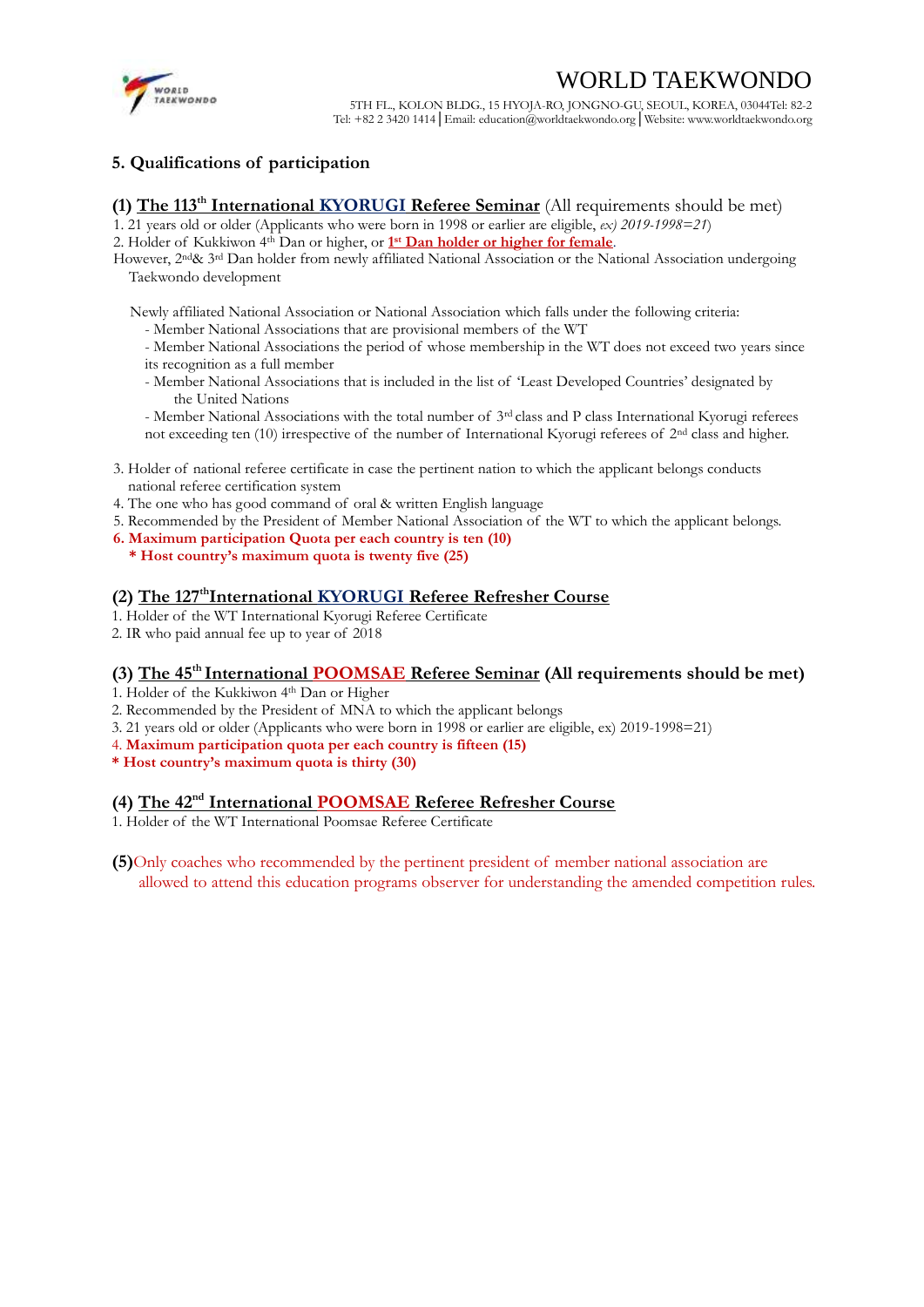## 5. Qualifications of participation

### (1) The 113th International KYORUGI Referee Seminar (All requirements should be met)

1. 21 years old or older (Applicants who were born in 1998 or earlier are eligible, *ex) 2019-1998=21*)
2. Holder of Kukkiwon 4th Dan or higher, or **1st Dan holder or higher for female**.

However, 2nd& 3rd Dan holder from newly affiliated National Association or the National Association undergoing Taekwondo development

Newly affiliated National Association or National Association which falls under the following criteria:

- Member National Associations that are provisional members of the WT
- Member National Associations the period of whose membership in the WT does not exceed two years since its recognition as a full member
- Member National Associations that is included in the list of 'Least Developed Countries' designated by the United Nations
- Member National Associations with the total number of 3rd class and P class International Kyorugi referees not exceeding ten (10) irrespective of the number of International Kyorugi referees of 2nd class and higher.

3. Holder of national referee certificate in case the pertinent nation to which the applicant belongs conducts national referee certification system
4. The one who has good command of oral & written English language
5. Recommended by the President of Member National Association of the WT to which the applicant belongs.
6. **Maximum participation Quota per each country is ten (10)**

   **\* Host country's maximum quota is twenty five (25)**

### (2) The 127thInternational KYORUGI Referee Refresher Course

1. Holder of the WT International Kyorugi Referee Certificate
2. IR who paid annual fee up to year of 2018

### (3) The 45th International POOMSAE Referee Seminar (All requirements should be met)

1. Holder of the Kukkiwon 4th Dan or Higher
2. Recommended by the President of MNA to which the applicant belongs
3. 21 years old or older (Applicants who were born in 1998 or earlier are eligible, ex) 2019-1998=21)
4. **Maximum participation quota per each country is fifteen (15)**

**\* Host country's maximum quota is thirty (30)**

### (4) The 42nd International POOMSAE Referee Refresher Course

1. Holder of the WT International Poomsae Referee Certificate

**(5)**Only coaches who recommended by the pertinent president of member national association are allowed to attend this education programs observer for understanding the amended competition rules.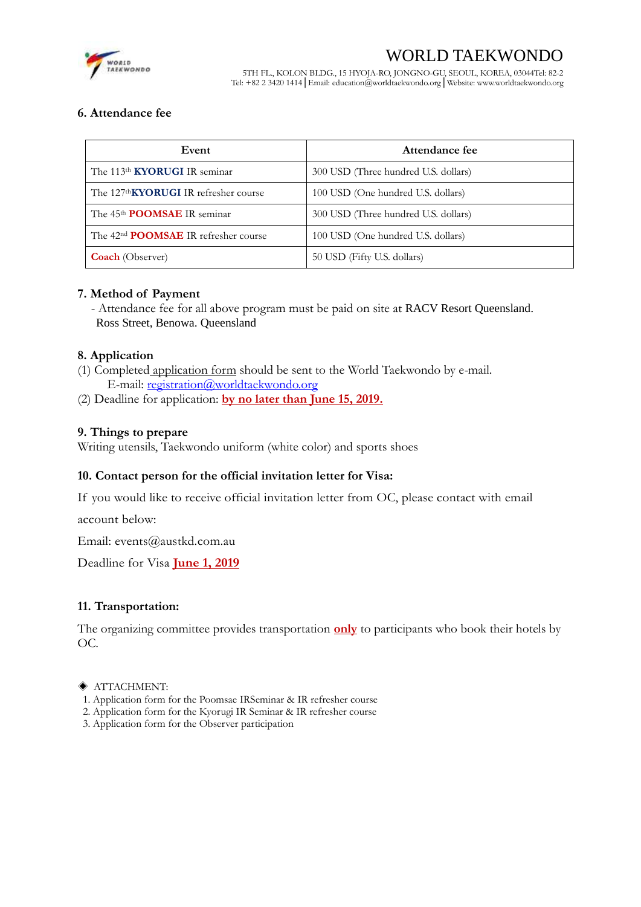## 6. Attendance fee

| Event | Attendance fee |
|---|---|
| The 113[th] **KYORUGI** IR seminar | 300 USD (Three hundred U.S. dollars) |
| The 127[th] **KYORUGI** IR refresher course | 100 USD (One hundred U.S. dollars) |
| The 45[th] **POOMSAE** IR seminar | 300 USD (Three hundred U.S. dollars) |
| The 42[nd] **POOMSAE** IR refresher course | 100 USD (One hundred U.S. dollars) |
| **Coach** (Observer) | 50 USD (Fifty U.S. dollars) |

## 7. Method of Payment

- Attendance fee for all above program must be paid on site at RACV Resort Queensland. Ross Street, Benowa. Queensland

## 8. Application

(1) Completed application form should be sent to the World Taekwondo by e-mail.
E-mail: registration@worldtaekwondo.org

(2) Deadline for application: **by no later than June 15, 2019.**

## 9. Things to prepare

Writing utensils, Taekwondo uniform (white color) and sports shoes

## 10. Contact person for the official invitation letter for Visa:

If you would like to receive official invitation letter from OC, please contact with email account below:

Email: events@austkd.com.au

Deadline for Visa **June 1, 2019**

## 11. Transportation:

The organizing committee provides transportation **only** to participants who book their hotels by OC.

◈ ATTACHMENT:

1. Application form for the Poomsae IRSeminar & IR refresher course
2. Application form for the Kyorugi IR Seminar & IR refresher course
3. Application form for the Observer participation